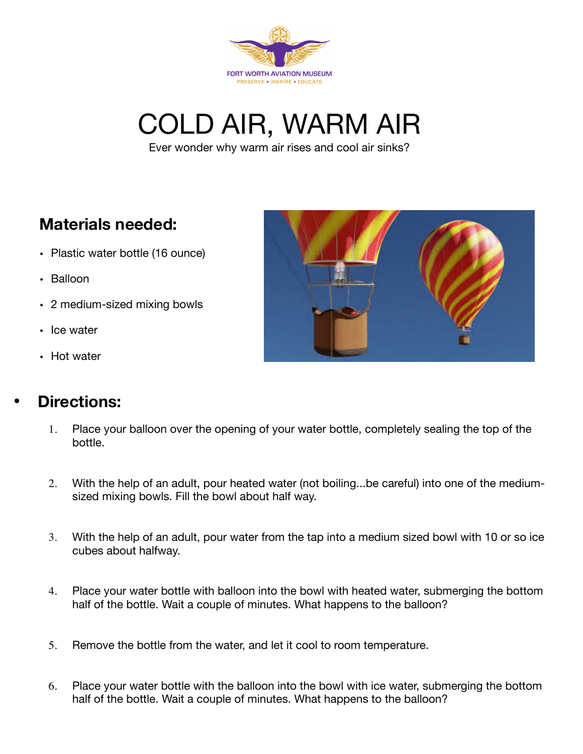FORT WORTH AVIATION MUSEUM
PRESERVE • INSPIRE • EDUCATE

# COLD AIR, WARM AIR

Ever wonder why warm air rises and cool air sinks?

## Materials needed:

- Plastic water bottle (16 ounce)
- Balloon
- 2 medium-sized mixing bowls
- Ice water
- Hot water

## Directions:

1. Place your balloon over the opening of your water bottle, completely sealing the top of the bottle.
2. With the help of an adult, pour heated water (not boiling...be careful) into one of the medium-sized mixing bowls. Fill the bowl about half way.
3. With the help of an adult, pour water from the tap into a medium sized bowl with 10 or so ice cubes about halfway.
4. Place your water bottle with balloon into the bowl with heated water, submerging the bottom half of the bottle. Wait a couple of minutes. What happens to the balloon?
5. Remove the bottle from the water, and let it cool to room temperature.
6. Place your water bottle with the balloon into the bowl with ice water, submerging the bottom half of the bottle. Wait a couple of minutes. What happens to the balloon?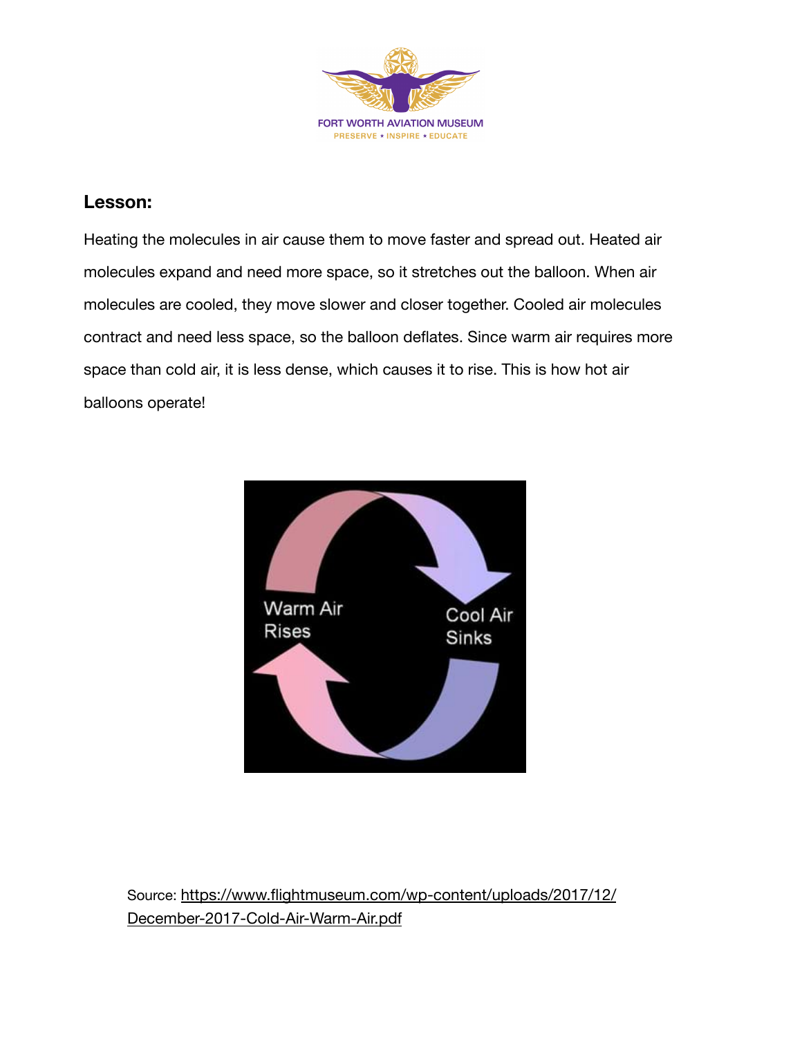**Lesson:**

Heating the molecules in air cause them to move faster and spread out. Heated air molecules expand and need more space, so it stretches out the balloon. When air molecules are cooled, they move slower and closer together. Cooled air molecules contract and need less space, so the balloon deflates. Since warm air requires more space than cold air, it is less dense, which causes it to rise. This is how hot air balloons operate!

Warm Air Rises

Cool Air Sinks

Source: https://www.flightmuseum.com/wp-content/uploads/2017/12/December-2017-Cold-Air-Warm-Air.pdf